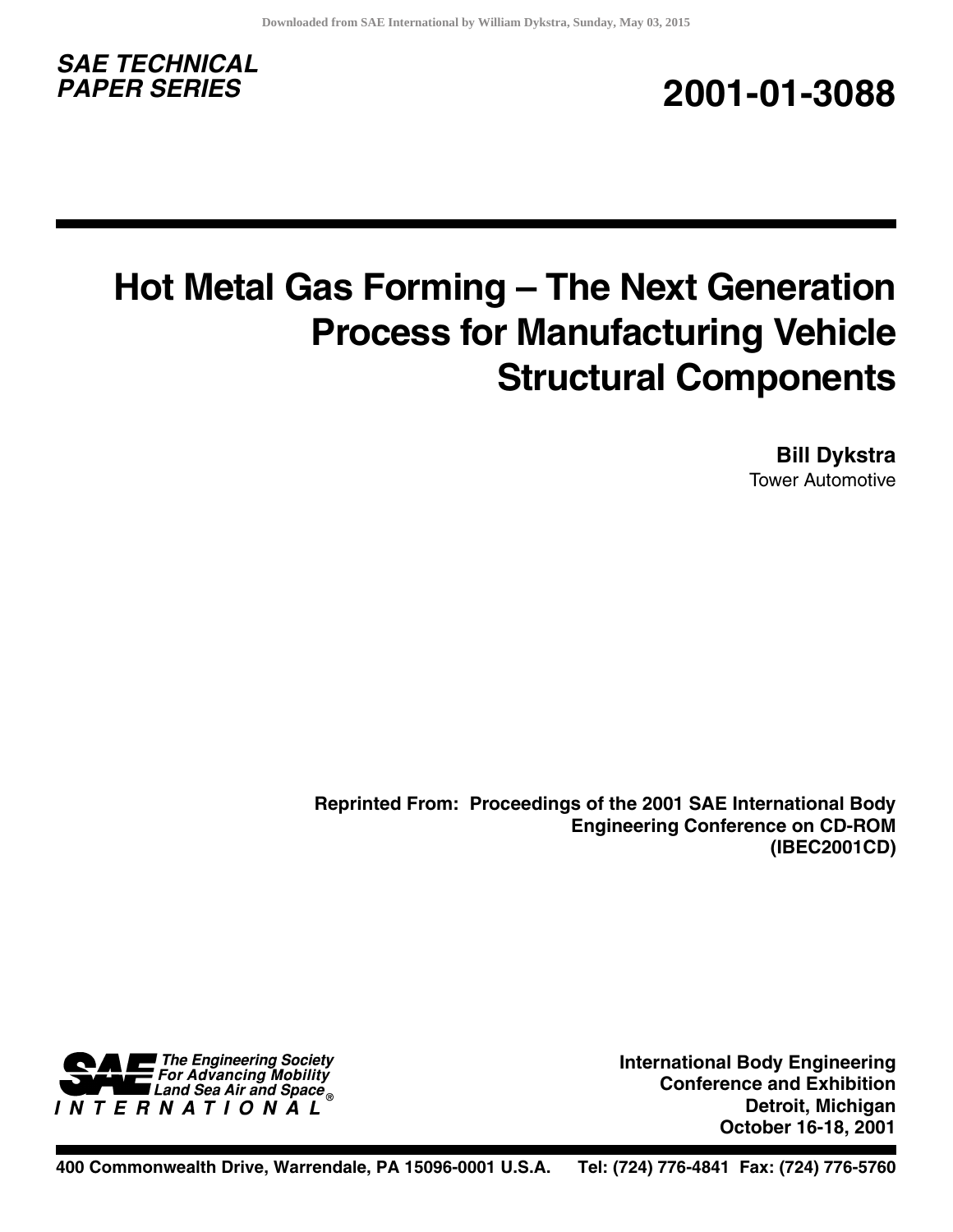**SAE TECHNICAL PAPER SERIES**

**2001-01-3088**

# Hot Metal Gas Forming – The Next Generation Process for Manufacturing Vehicle Structural Components

**Bill Dykstra**
Tower Automotive

**Reprinted From: Proceedings of the 2001 SAE International Body Engineering Conference on CD-ROM (IBEC2001CD)**

*The Engineering Society For Advancing Mobility Land Sea Air and Space*
SAE INTERNATIONAL®

**International Body Engineering Conference and Exhibition**
**Detroit, Michigan**
**October 16-18, 2001**

**400 Commonwealth Drive, Warrendale, PA 15096-0001 U.S.A. Tel: (724) 776-4841 Fax: (724) 776-5760**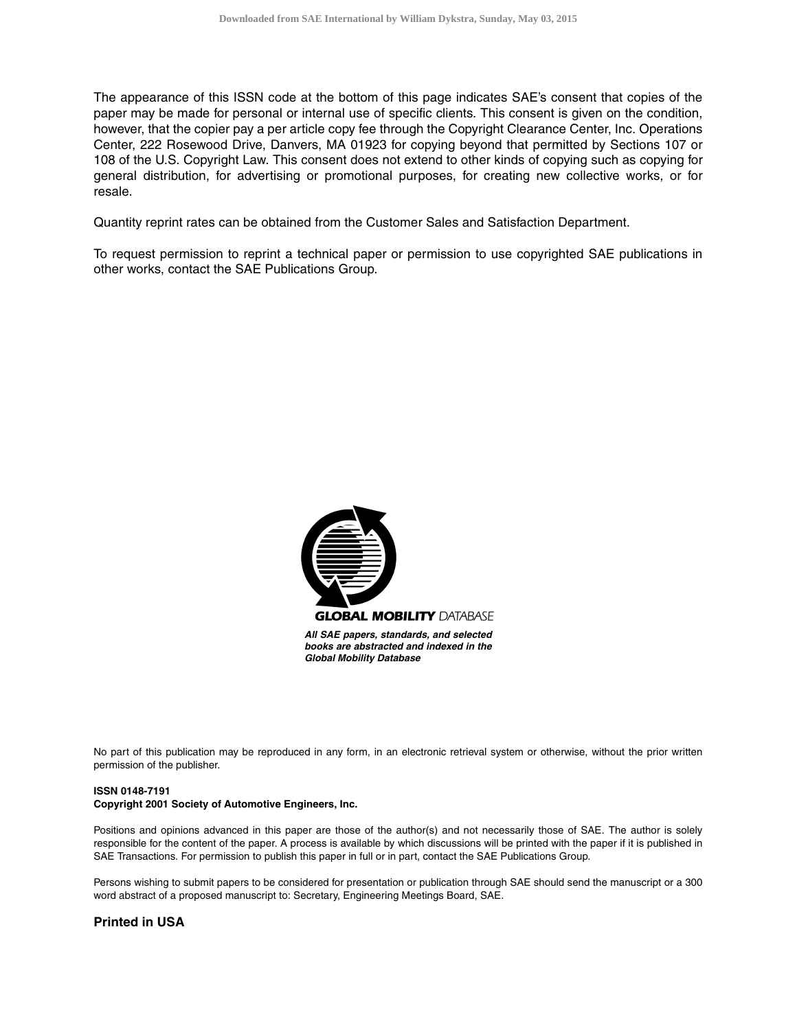The appearance of this ISSN code at the bottom of this page indicates SAE's consent that copies of the paper may be made for personal or internal use of specific clients. This consent is given on the condition, however, that the copier pay a per article copy fee through the Copyright Clearance Center, Inc. Operations Center, 222 Rosewood Drive, Danvers, MA 01923 for copying beyond that permitted by Sections 107 or 108 of the U.S. Copyright Law. This consent does not extend to other kinds of copying such as copying for general distribution, for advertising or promotional purposes, for creating new collective works, or for resale.

Quantity reprint rates can be obtained from the Customer Sales and Satisfaction Department.

To request permission to reprint a technical paper or permission to use copyrighted SAE publications in other works, contact the SAE Publications Group.

**GLOBAL MOBILITY** DATABASE

***All SAE papers, standards, and selected books are abstracted and indexed in the Global Mobility Database***

No part of this publication may be reproduced in any form, in an electronic retrieval system or otherwise, without the prior written permission of the publisher.

**ISSN 0148-7191**
**Copyright 2001 Society of Automotive Engineers, Inc.**

Positions and opinions advanced in this paper are those of the author(s) and not necessarily those of SAE. The author is solely responsible for the content of the paper. A process is available by which discussions will be printed with the paper if it is published in SAE Transactions. For permission to publish this paper in full or in part, contact the SAE Publications Group.

Persons wishing to submit papers to be considered for presentation or publication through SAE should send the manuscript or a 300 word abstract of a proposed manuscript to: Secretary, Engineering Meetings Board, SAE.

**Printed in USA**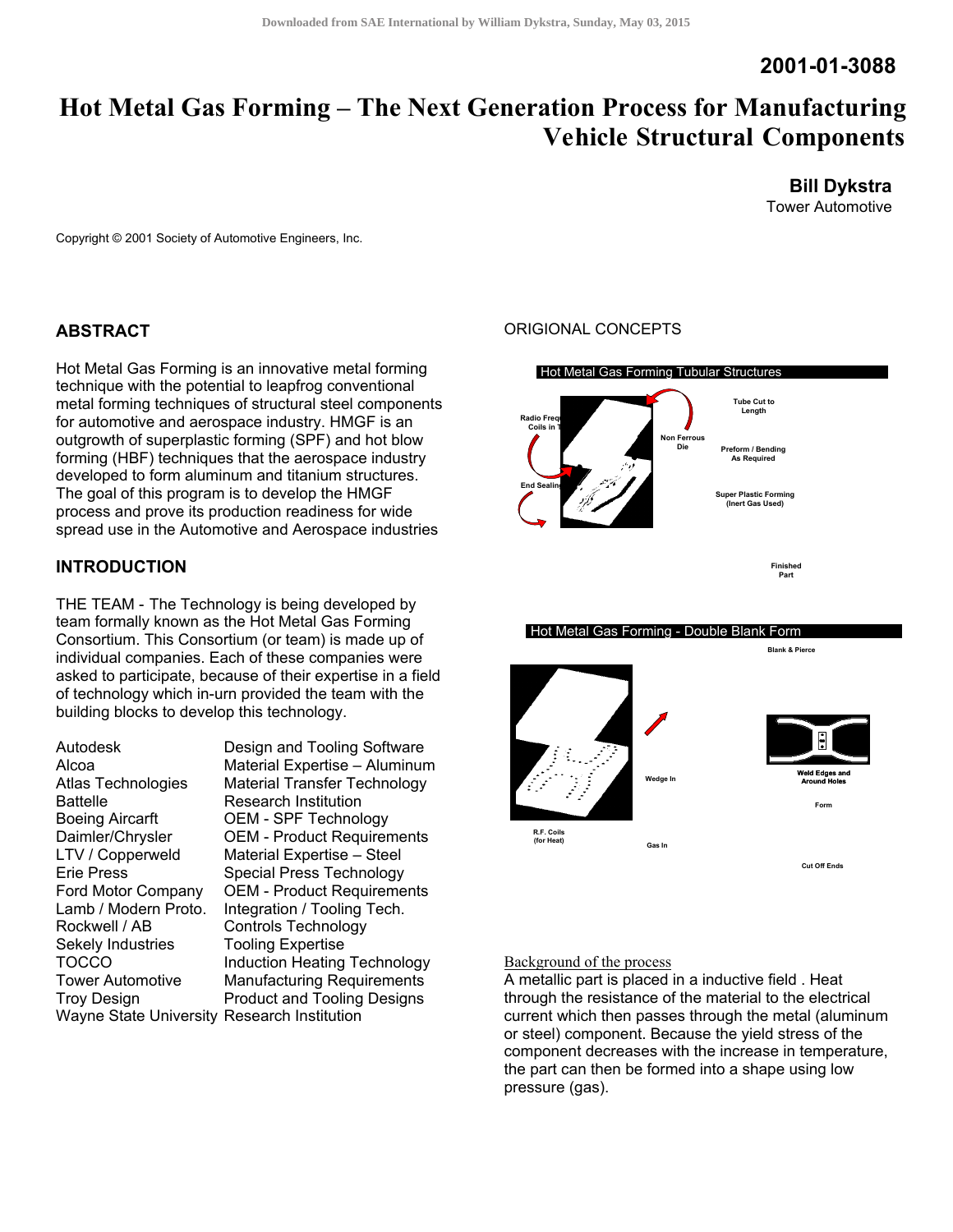2001-01-3088

# Hot Metal Gas Forming – The Next Generation Process for Manufacturing Vehicle Structural Components

**Bill Dykstra**
Tower Automotive

Copyright © 2001 Society of Automotive Engineers, Inc.

## ABSTRACT

Hot Metal Gas Forming is an innovative metal forming technique with the potential to leapfrog conventional metal forming techniques of structural steel components for automotive and aerospace industry. HMGF is an outgrowth of superplastic forming (SPF) and hot blow forming (HBF) techniques that the aerospace industry developed to form aluminum and titanium structures. The goal of this program is to develop the HMGF process and prove its production readiness for wide spread use in the Automotive and Aerospace industries

## INTRODUCTION

THE TEAM - The Technology is being developed by team formally known as the Hot Metal Gas Forming Consortium. This Consortium (or team) is made up of individual companies. Each of these companies were asked to participate, because of their expertise in a field of technology which in-urn provided the team with the building blocks to develop this technology.

| | |
|---|---|
| Autodesk | Design and Tooling Software |
| Alcoa | Material Expertise – Aluminum |
| Atlas Technologies | Material Transfer Technology |
| Battelle | Research Institution |
| Boeing Aircarft | OEM - SPF Technology |
| Daimler/Chrysler | OEM - Product Requirements |
| LTV / Copperweld | Material Expertise – Steel |
| Erie Press | Special Press Technology |
| Ford Motor Company | OEM - Product Requirements |
| Lamb / Modern Proto. | Integration / Tooling Tech. |
| Rockwell / AB | Controls Technology |
| Sekely Industries | Tooling Expertise |
| TOCCO | Induction Heating Technology |
| Tower Automotive | Manufacturing Requirements |
| Troy Design | Product and Tooling Designs |
| Wayne State University | Research Institution |

ORIGIONAL CONCEPTS

Hot Metal Gas Forming Tubular Structures

Radio Frequency Coils in Tool; End Sealing; Non Ferrous Die; Tube Cut to Length; Preform / Bending As Required; Super Plastic Forming (Inert Gas Used); Finished Part

Hot Metal Gas Forming - Double Blank Form

Blank & Pierce; Wedge In; Weld Edges and Around Holes; Form; R.F. Coils (for Heat); Gas In; Cut Off Ends

Background of the process

A metallic part is placed in a inductive field . Heat through the resistance of the material to the electrical current which then passes through the metal (aluminum or steel) component. Because the yield stress of the component decreases with the increase in temperature, the part can then be formed into a shape using low pressure (gas).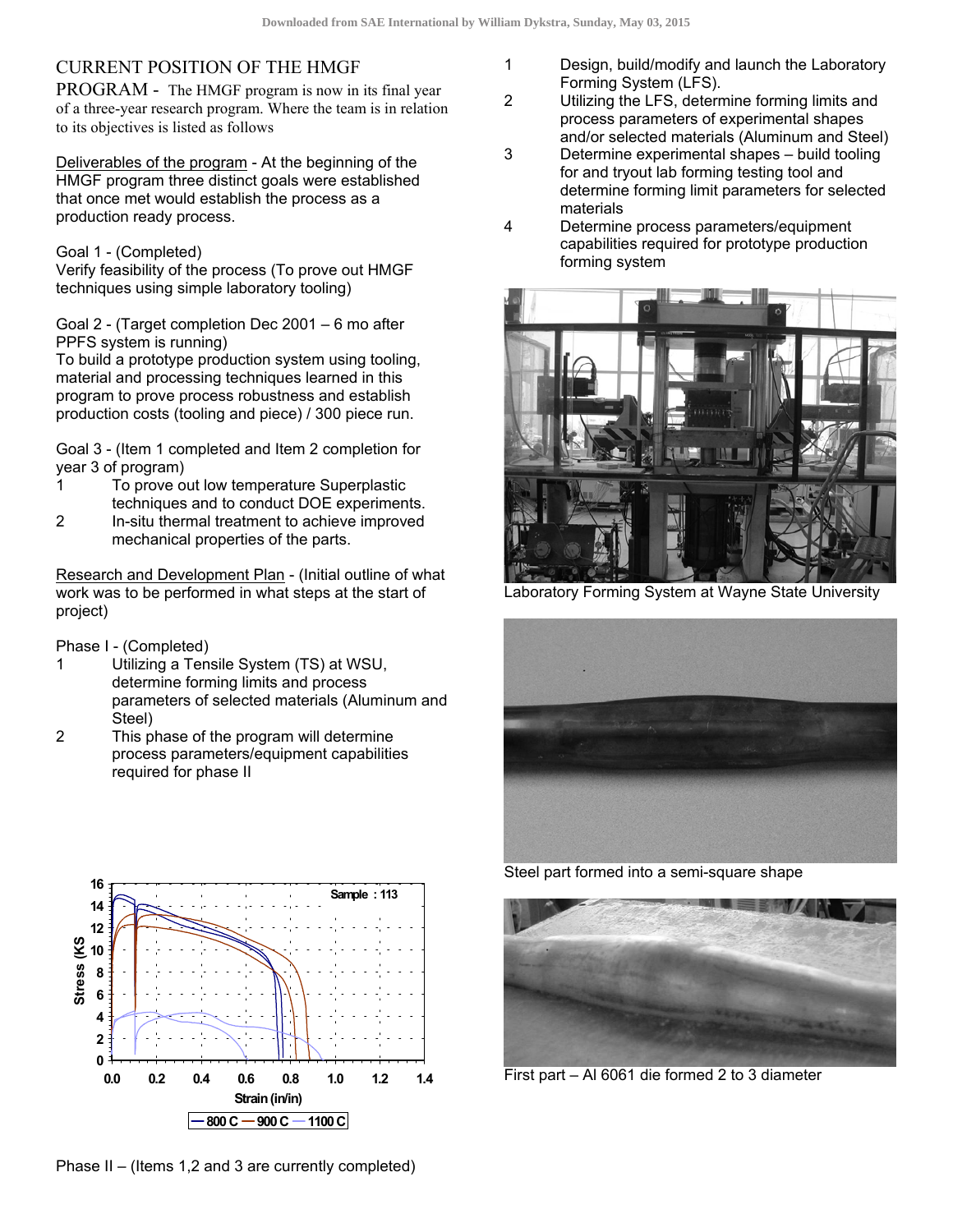## CURRENT POSITION OF THE HMGF PROGRAM

The HMGF program is now in its final year of a three-year research program. Where the team is in relation to its objectives is listed as follows

Deliverables of the program - At the beginning of the HMGF program three distinct goals were established that once met would establish the process as a production ready process.

Goal 1 - (Completed)
Verify feasibility of the process (To prove out HMGF techniques using simple laboratory tooling)

Goal 2 - (Target completion Dec 2001 – 6 mo after PPFS system is running)
To build a prototype production system using tooling, material and processing techniques learned in this program to prove process robustness and establish production costs (tooling and piece) / 300 piece run.

Goal 3 - (Item 1 completed and Item 2 completion for year 3 of program)

1. To prove out low temperature Superplastic techniques and to conduct DOE experiments.
2. In-situ thermal treatment to achieve improved mechanical properties of the parts.

Research and Development Plan - (Initial outline of what work was to be performed in what steps at the start of project)

Phase I - (Completed)

1. Utilizing a Tensile System (TS) at WSU, determine forming limits and process parameters of selected materials (Aluminum and Steel)
2. This phase of the program will determine process parameters/equipment capabilities required for phase II

Phase II – (Items 1,2 and 3 are currently completed)

1. Design, build/modify and launch the Laboratory Forming System (LFS).
2. Utilizing the LFS, determine forming limits and process parameters of experimental shapes and/or selected materials (Aluminum and Steel)
3. Determine experimental shapes – build tooling for and tryout lab forming testing tool and determine forming limit parameters for selected materials
4. Determine process parameters/equipment capabilities required for prototype production forming system

Laboratory Forming System at Wayne State University

Steel part formed into a semi-square shape

First part – Al 6061 die formed 2 to 3 diameter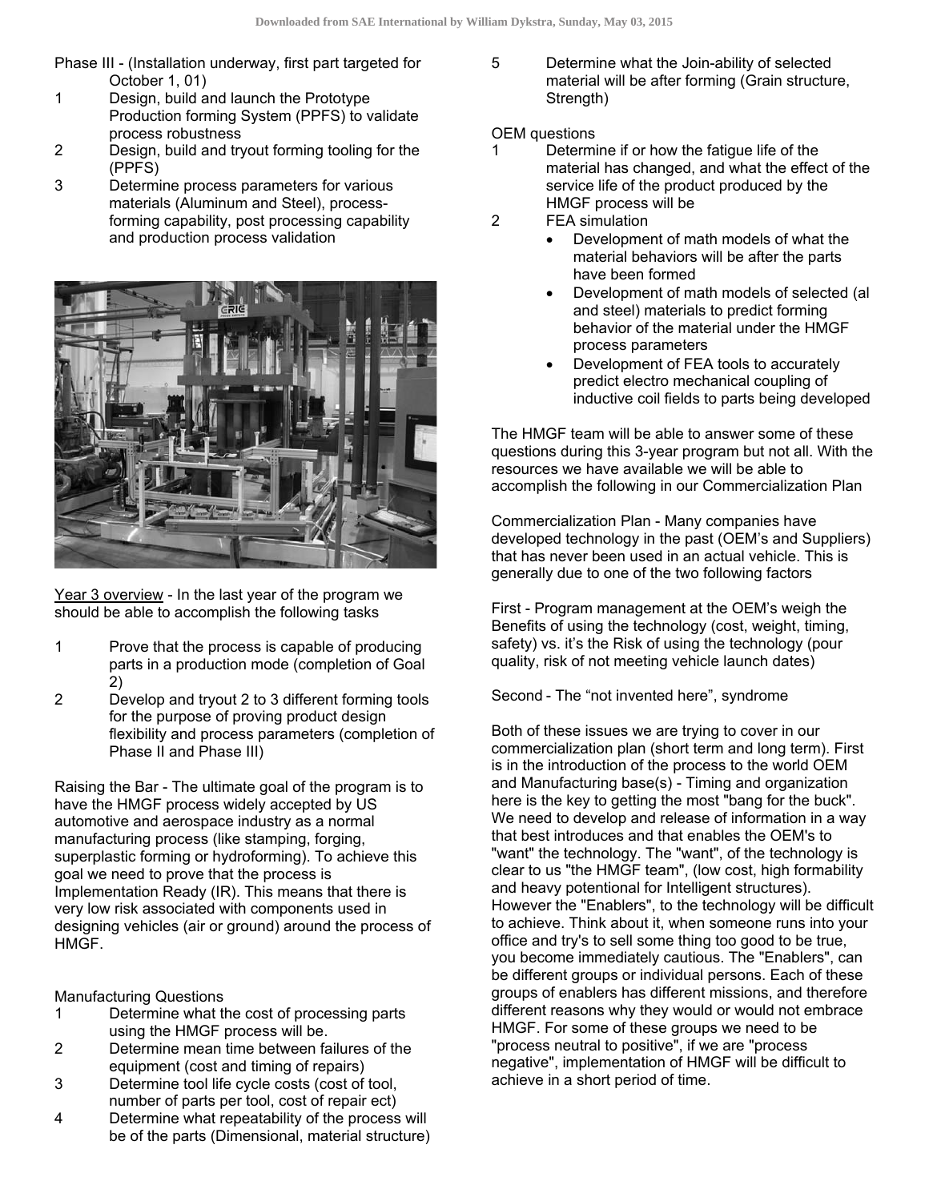Phase III - (Installation underway, first part targeted for October 1, 01)

1. Design, build and launch the Prototype Production forming System (PPFS) to validate process robustness
2. Design, build and tryout forming tooling for the (PPFS)
3. Determine process parameters for various materials (Aluminum and Steel), process-forming capability, post processing capability and production process validation

Year 3 overview - In the last year of the program we should be able to accomplish the following tasks

1. Prove that the process is capable of producing parts in a production mode (completion of Goal 2)
2. Develop and tryout 2 to 3 different forming tools for the purpose of proving product design flexibility and process parameters (completion of Phase II and Phase III)

Raising the Bar - The ultimate goal of the program is to have the HMGF process widely accepted by US automotive and aerospace industry as a normal manufacturing process (like stamping, forging, superplastic forming or hydroforming). To achieve this goal we need to prove that the process is Implementation Ready (IR). This means that there is very low risk associated with components used in designing vehicles (air or ground) around the process of HMGF.

Manufacturing Questions

1. Determine what the cost of processing parts using the HMGF process will be.
2. Determine mean time between failures of the equipment (cost and timing of repairs)
3. Determine tool life cycle costs (cost of tool, number of parts per tool, cost of repair ect)
4. Determine what repeatability of the process will be of the parts (Dimensional, material structure)
5. Determine what the Join-ability of selected material will be after forming (Grain structure, Strength)

OEM questions

1. Determine if or how the fatigue life of the material has changed, and what the effect of the service life of the product produced by the HMGF process will be
2. FEA simulation
   - Development of math models of what the material behaviors will be after the parts have been formed
   - Development of math models of selected (al and steel) materials to predict forming behavior of the material under the HMGF process parameters
   - Development of FEA tools to accurately predict electro mechanical coupling of inductive coil fields to parts being developed

The HMGF team will be able to answer some of these questions during this 3-year program but not all. With the resources we have available we will be able to accomplish the following in our Commercialization Plan

Commercialization Plan - Many companies have developed technology in the past (OEM's and Suppliers) that has never been used in an actual vehicle. This is generally due to one of the two following factors

First - Program management at the OEM's weigh the Benefits of using the technology (cost, weight, timing, safety) vs. it's the Risk of using the technology (pour quality, risk of not meeting vehicle launch dates)

Second - The "not invented here", syndrome

Both of these issues we are trying to cover in our commercialization plan (short term and long term). First is in the introduction of the process to the world OEM and Manufacturing base(s) - Timing and organization here is the key to getting the most "bang for the buck". We need to develop and release of information in a way that best introduces and that enables the OEM's to "want" the technology. The "want", of the technology is clear to us "the HMGF team", (low cost, high formability and heavy potential for Intelligent structures). However the "Enablers", to the technology will be difficult to achieve. Think about it, when someone runs into your office and try's to sell some thing too good to be true, you become immediately cautious. The "Enablers", can be different groups or individual persons. Each of these groups of enablers has different missions, and therefore different reasons why they would or would not embrace HMGF. For some of these groups we need to be "process neutral to positive", if we are "process negative", implementation of HMGF will be difficult to achieve in a short period of time.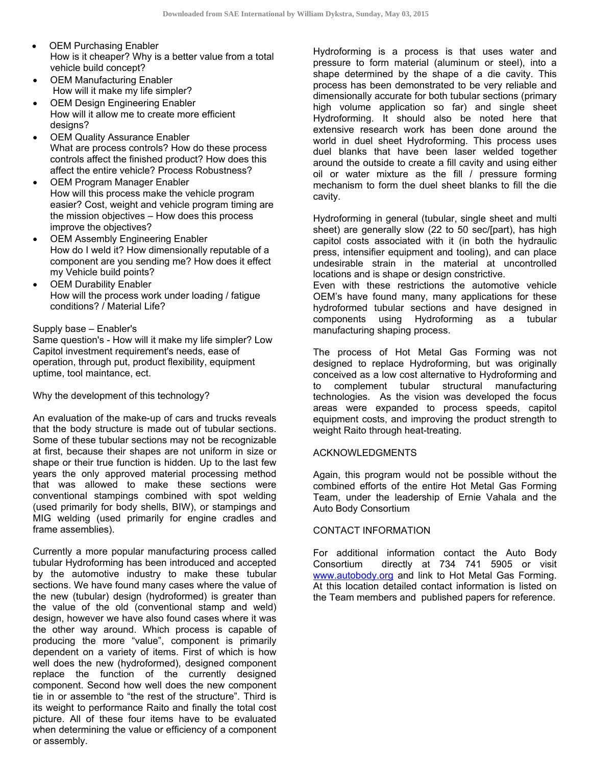- OEM Purchasing Enabler
  How is it cheaper? Why is a better value from a total vehicle build concept?
- OEM Manufacturing Enabler
  How will it make my life simpler?
- OEM Design Engineering Enabler
  How will it allow me to create more efficient designs?
- OEM Quality Assurance Enabler
  What are process controls? How do these process controls affect the finished product? How does this affect the entire vehicle? Process Robustness?
- OEM Program Manager Enabler
  How will this process make the vehicle program easier? Cost, weight and vehicle program timing are the mission objectives – How does this process improve the objectives?
- OEM Assembly Engineering Enabler
  How do I weld it? How dimensionally reputable of a component are you sending me? How does it effect my Vehicle build points?
- OEM Durability Enabler
  How will the process work under loading / fatigue conditions? / Material Life?

Supply base – Enabler's
Same question's - How will it make my life simpler? Low Capitol investment requirement's needs, ease of operation, through put, product flexibility, equipment uptime, tool maintance, ect.

Why the development of this technology?

An evaluation of the make-up of cars and trucks reveals that the body structure is made out of tubular sections. Some of these tubular sections may not be recognizable at first, because their shapes are not uniform in size or shape or their true function is hidden. Up to the last few years the only approved material processing method that was allowed to make these sections were conventional stampings combined with spot welding (used primarily for body shells, BIW), or stampings and MIG welding (used primarily for engine cradles and frame assemblies).

Currently a more popular manufacturing process called tubular Hydroforming has been introduced and accepted by the automotive industry to make these tubular sections. We have found many cases where the value of the new (tubular) design (hydroformed) is greater than the value of the old (conventional stamp and weld) design, however we have also found cases where it was the other way around. Which process is capable of producing the more "value", component is primarily dependent on a variety of items. First of which is how well does the new (hydroformed), designed component replace the function of the currently designed component. Second how well does the new component tie in or assemble to "the rest of the structure". Third is its weight to performance Raito and finally the total cost picture. All of these four items have to be evaluated when determining the value or efficiency of a component or assembly.

Hydroforming is a process is that uses water and pressure to form material (aluminum or steel), into a shape determined by the shape of a die cavity. This process has been demonstrated to be very reliable and dimensionally accurate for both tubular sections (primary high volume application so far) and single sheet Hydroforming. It should also be noted here that extensive research work has been done around the world in duel sheet Hydroforming. This process uses duel blanks that have been laser welded together around the outside to create a fill cavity and using either oil or water mixture as the fill / pressure forming mechanism to form the duel sheet blanks to fill the die cavity.

Hydroforming in general (tubular, single sheet and multi sheet) are generally slow (22 to 50 sec/[part), has high capitol costs associated with it (in both the hydraulic press, intensifier equipment and tooling), and can place undesirable strain in the material at uncontrolled locations and is shape or design constrictive.
Even with these restrictions the automotive vehicle OEM's have found many, many applications for these hydroformed tubular sections and have designed in components using Hydroforming as a tubular manufacturing shaping process.

The process of Hot Metal Gas Forming was not designed to replace Hydroforming, but was originally conceived as a low cost alternative to Hydroforming and to complement tubular structural manufacturing technologies. As the vision was developed the focus areas were expanded to process speeds, capitol equipment costs, and improving the product strength to weight Raito through heat-treating.

## ACKNOWLEDGMENTS

Again, this program would not be possible without the combined efforts of the entire Hot Metal Gas Forming Team, under the leadership of Ernie Vahala and the Auto Body Consortium

## CONTACT INFORMATION

For additional information contact the Auto Body Consortium directly at 734 741 5905 or visit www.autobody.org and link to Hot Metal Gas Forming. At this location detailed contact information is listed on the Team members and published papers for reference.